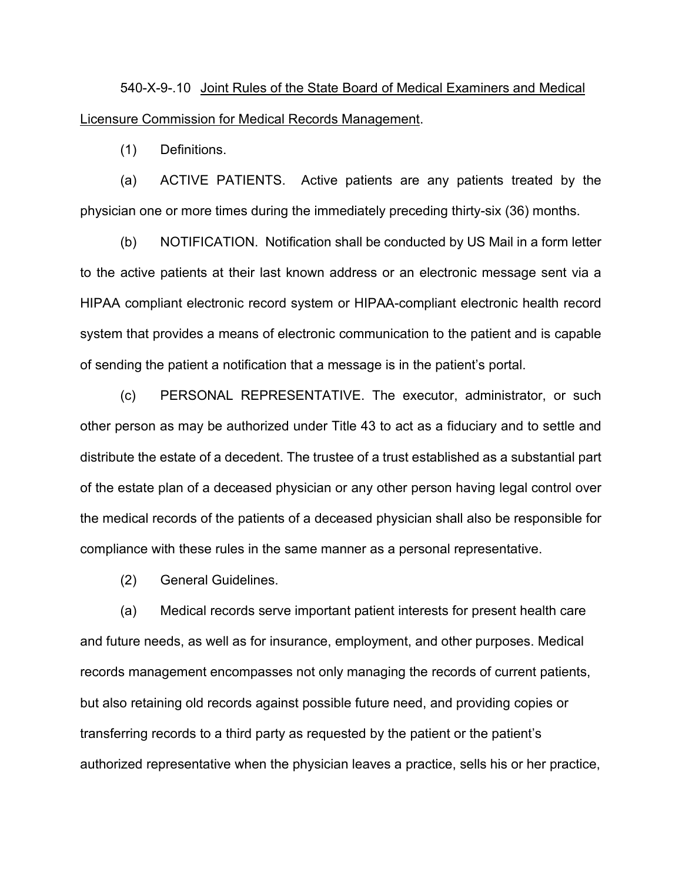540-X-9-.10 Joint Rules of the State Board of Medical Examiners and Medical Licensure Commission for Medical Records Management.

(1) Definitions.

(a) ACTIVE PATIENTS. Active patients are any patients treated by the physician one or more times during the immediately preceding thirty-six (36) months.

(b) NOTIFICATION. Notification shall be conducted by US Mail in a form letter to the active patients at their last known address or an electronic message sent via a HIPAA compliant electronic record system or HIPAA-compliant electronic health record system that provides a means of electronic communication to the patient and is capable of sending the patient a notification that a message is in the patient's portal.

(c) PERSONAL REPRESENTATIVE. The executor, administrator, or such other person as may be authorized under Title 43 to act as a fiduciary and to settle and distribute the estate of a decedent. The trustee of a trust established as a substantial part of the estate plan of a deceased physician or any other person having legal control over the medical records of the patients of a deceased physician shall also be responsible for compliance with these rules in the same manner as a personal representative.

(2) General Guidelines.

(a) Medical records serve important patient interests for present health care and future needs, as well as for insurance, employment, and other purposes. Medical records management encompasses not only managing the records of current patients, but also retaining old records against possible future need, and providing copies or transferring records to a third party as requested by the patient or the patient's authorized representative when the physician leaves a practice, sells his or her practice,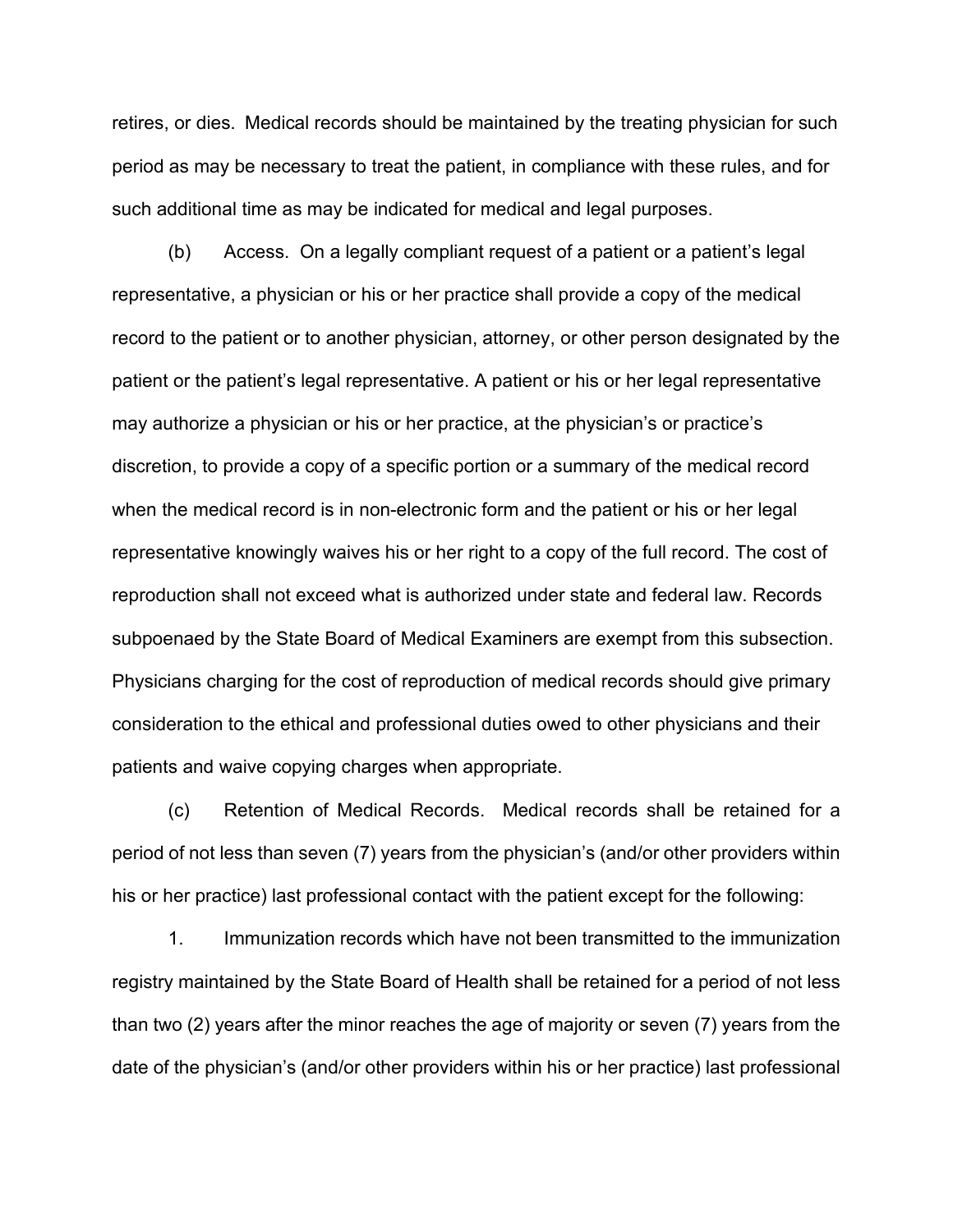retires, or dies. Medical records should be maintained by the treating physician for such period as may be necessary to treat the patient, in compliance with these rules, and for such additional time as may be indicated for medical and legal purposes.

(b) Access. On a legally compliant request of a patient or a patient's legal representative, a physician or his or her practice shall provide a copy of the medical record to the patient or to another physician, attorney, or other person designated by the patient or the patient's legal representative. A patient or his or her legal representative may authorize a physician or his or her practice, at the physician's or practice's discretion, to provide a copy of a specific portion or a summary of the medical record when the medical record is in non-electronic form and the patient or his or her legal representative knowingly waives his or her right to a copy of the full record. The cost of reproduction shall not exceed what is authorized under state and federal law. Records subpoenaed by the State Board of Medical Examiners are exempt from this subsection. Physicians charging for the cost of reproduction of medical records should give primary consideration to the ethical and professional duties owed to other physicians and their patients and waive copying charges when appropriate.

(c) Retention of Medical Records. Medical records shall be retained for a period of not less than seven (7) years from the physician's (and/or other providers within his or her practice) last professional contact with the patient except for the following:

1. Immunization records which have not been transmitted to the immunization registry maintained by the State Board of Health shall be retained for a period of not less than two (2) years after the minor reaches the age of majority or seven (7) years from the date of the physician's (and/or other providers within his or her practice) last professional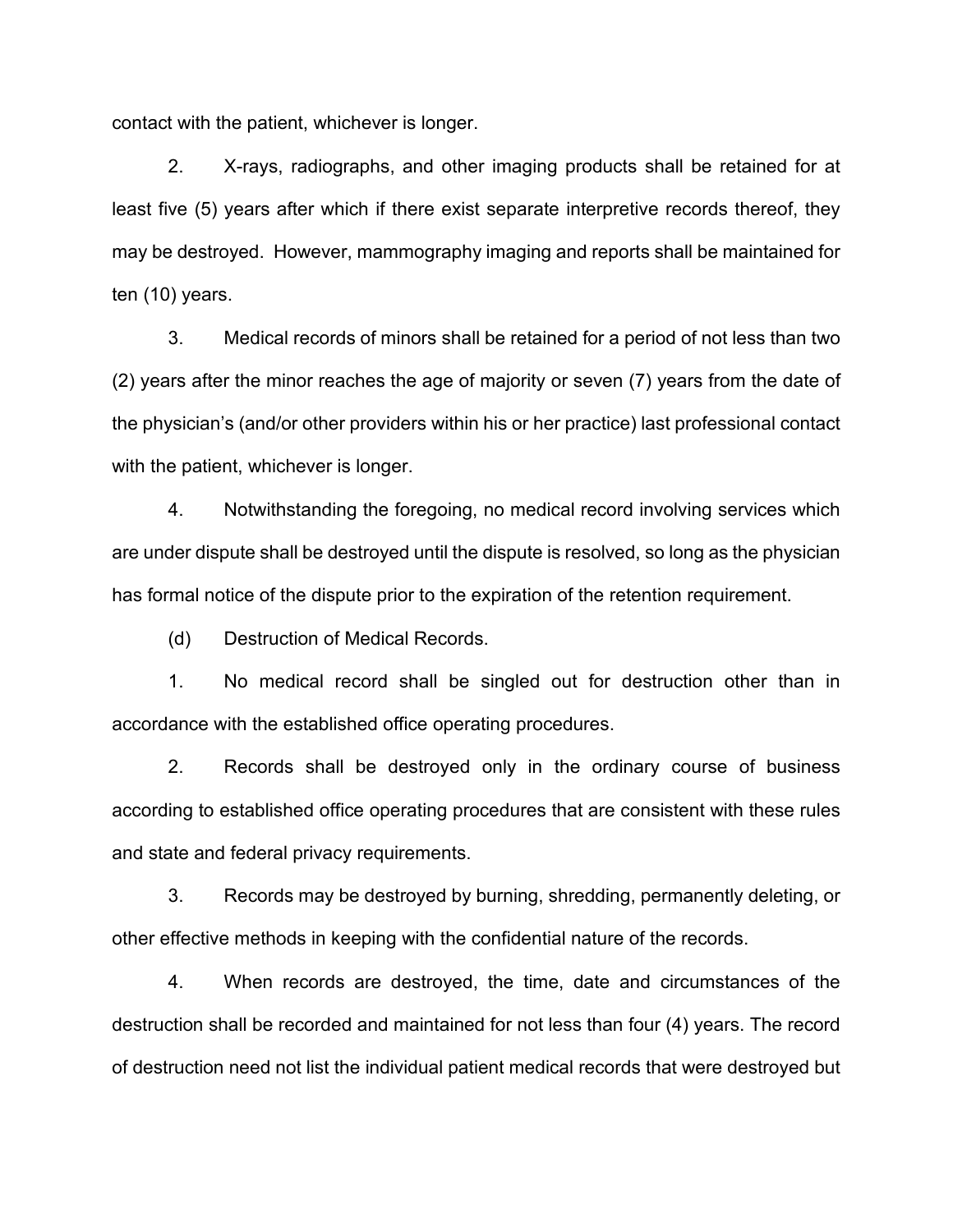contact with the patient, whichever is longer.

2. X-rays, radiographs, and other imaging products shall be retained for at least five (5) years after which if there exist separate interpretive records thereof, they may be destroyed. However, mammography imaging and reports shall be maintained for ten (10) years.

3. Medical records of minors shall be retained for a period of not less than two (2) years after the minor reaches the age of majority or seven (7) years from the date of the physician's (and/or other providers within his or her practice) last professional contact with the patient, whichever is longer.

4. Notwithstanding the foregoing, no medical record involving services which are under dispute shall be destroyed until the dispute is resolved, so long as the physician has formal notice of the dispute prior to the expiration of the retention requirement.

(d) Destruction of Medical Records.

1. No medical record shall be singled out for destruction other than in accordance with the established office operating procedures.

2. Records shall be destroyed only in the ordinary course of business according to established office operating procedures that are consistent with these rules and state and federal privacy requirements.

3. Records may be destroyed by burning, shredding, permanently deleting, or other effective methods in keeping with the confidential nature of the records.

4. When records are destroyed, the time, date and circumstances of the destruction shall be recorded and maintained for not less than four (4) years. The record of destruction need not list the individual patient medical records that were destroyed but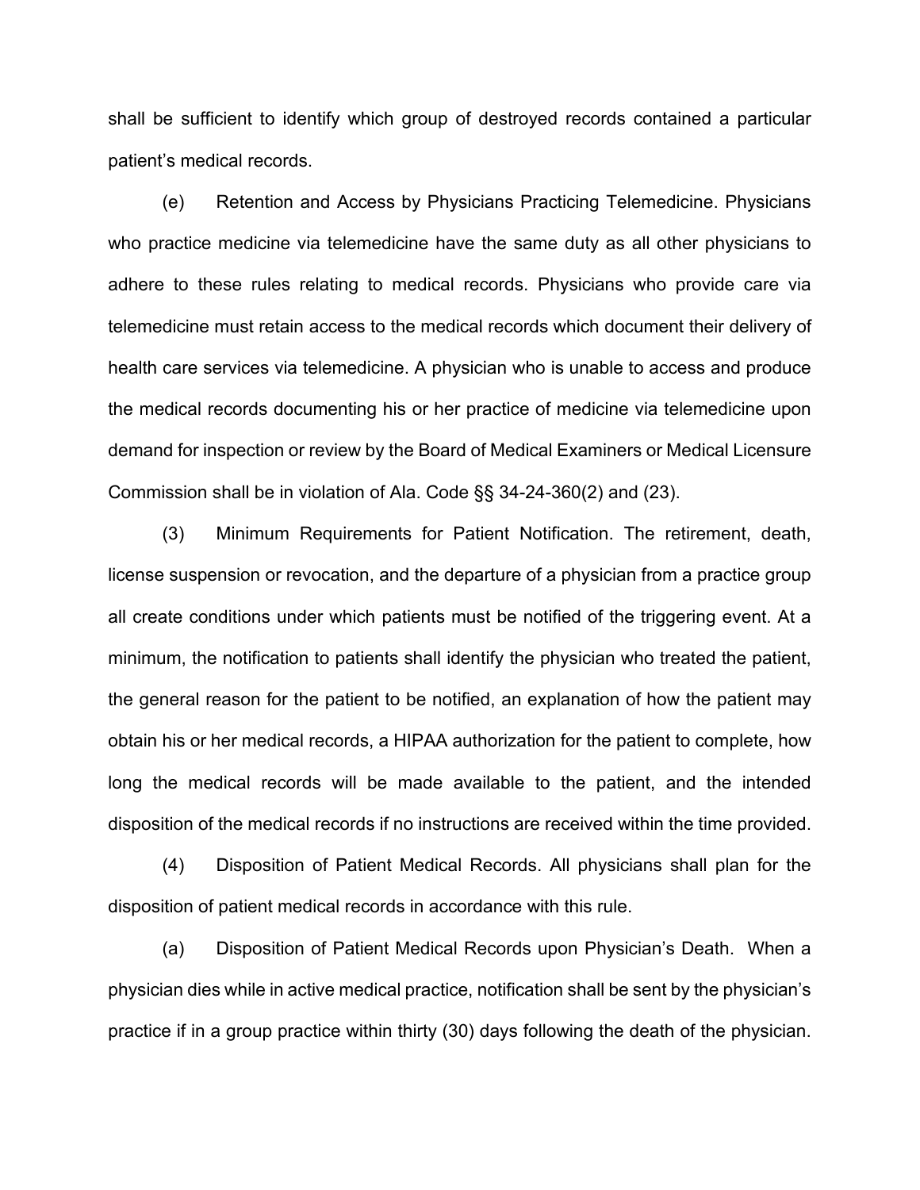shall be sufficient to identify which group of destroyed records contained a particular patient's medical records.

(e) Retention and Access by Physicians Practicing Telemedicine. Physicians who practice medicine via telemedicine have the same duty as all other physicians to adhere to these rules relating to medical records. Physicians who provide care via telemedicine must retain access to the medical records which document their delivery of health care services via telemedicine. A physician who is unable to access and produce the medical records documenting his or her practice of medicine via telemedicine upon demand for inspection or review by the Board of Medical Examiners or Medical Licensure Commission shall be in violation of Ala. Code §§ 34-24-360(2) and (23).

(3) Minimum Requirements for Patient Notification. The retirement, death, license suspension or revocation, and the departure of a physician from a practice group all create conditions under which patients must be notified of the triggering event. At a minimum, the notification to patients shall identify the physician who treated the patient, the general reason for the patient to be notified, an explanation of how the patient may obtain his or her medical records, a HIPAA authorization for the patient to complete, how long the medical records will be made available to the patient, and the intended disposition of the medical records if no instructions are received within the time provided.

(4) Disposition of Patient Medical Records. All physicians shall plan for the disposition of patient medical records in accordance with this rule.

(a) Disposition of Patient Medical Records upon Physician's Death. When a physician dies while in active medical practice, notification shall be sent by the physician's practice if in a group practice within thirty (30) days following the death of the physician.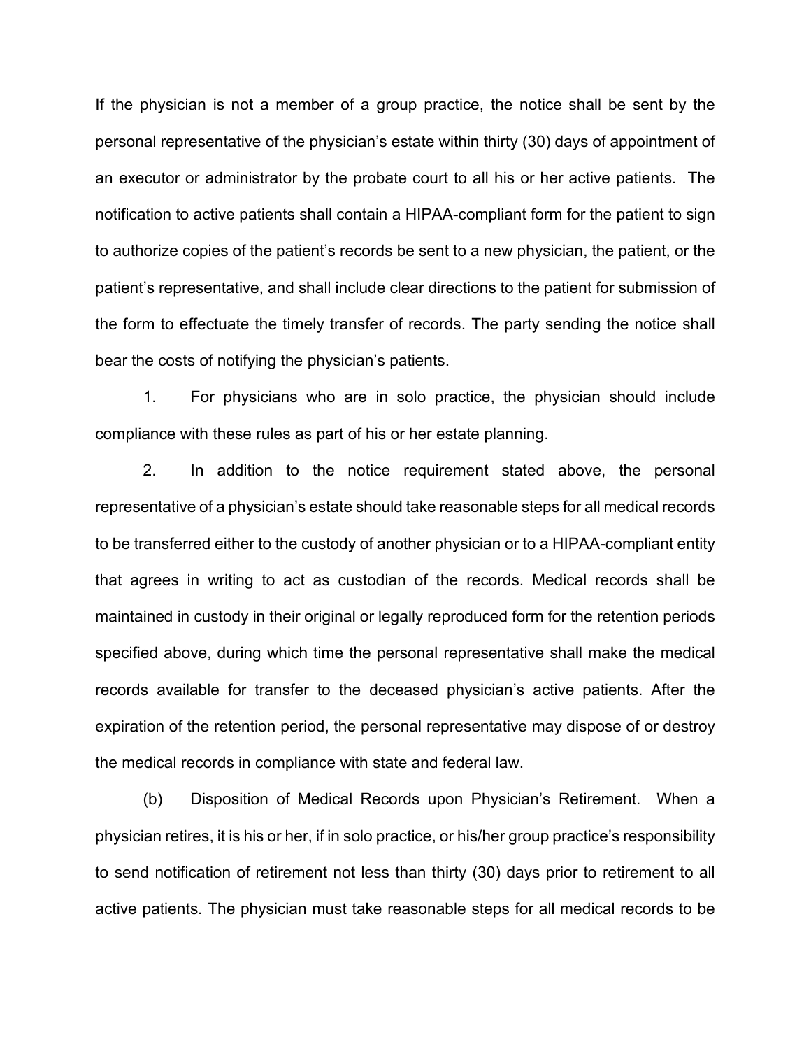If the physician is not a member of a group practice, the notice shall be sent by the personal representative of the physician's estate within thirty (30) days of appointment of an executor or administrator by the probate court to all his or her active patients. The notification to active patients shall contain a HIPAA-compliant form for the patient to sign to authorize copies of the patient's records be sent to a new physician, the patient, or the patient's representative, and shall include clear directions to the patient for submission of the form to effectuate the timely transfer of records. The party sending the notice shall bear the costs of notifying the physician's patients.

1. For physicians who are in solo practice, the physician should include compliance with these rules as part of his or her estate planning.

2. In addition to the notice requirement stated above, the personal representative of a physician's estate should take reasonable steps for all medical records to be transferred either to the custody of another physician or to a HIPAA-compliant entity that agrees in writing to act as custodian of the records. Medical records shall be maintained in custody in their original or legally reproduced form for the retention periods specified above, during which time the personal representative shall make the medical records available for transfer to the deceased physician's active patients. After the expiration of the retention period, the personal representative may dispose of or destroy the medical records in compliance with state and federal law.

(b) Disposition of Medical Records upon Physician's Retirement. When a physician retires, it is his or her, if in solo practice, or his/her group practice's responsibility to send notification of retirement not less than thirty (30) days prior to retirement to all active patients. The physician must take reasonable steps for all medical records to be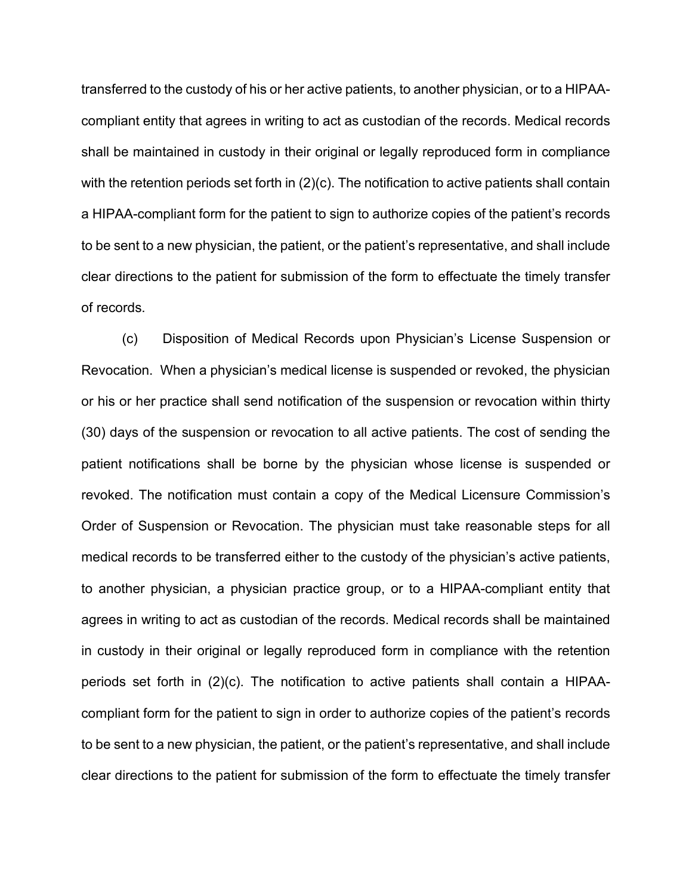transferred to the custody of his or her active patients, to another physician, or to a HIPAA-compliant entity that agrees in writing to act as custodian of the records. Medical records shall be maintained in custody in their original or legally reproduced form in compliance with the retention periods set forth in (2)(c). The notification to active patients shall contain a HIPAA-compliant form for the patient to sign to authorize copies of the patient's records to be sent to a new physician, the patient, or the patient's representative, and shall include clear directions to the patient for submission of the form to effectuate the timely transfer of records.

(c) Disposition of Medical Records upon Physician's License Suspension or Revocation. When a physician's medical license is suspended or revoked, the physician or his or her practice shall send notification of the suspension or revocation within thirty (30) days of the suspension or revocation to all active patients. The cost of sending the patient notifications shall be borne by the physician whose license is suspended or revoked. The notification must contain a copy of the Medical Licensure Commission's Order of Suspension or Revocation. The physician must take reasonable steps for all medical records to be transferred either to the custody of the physician's active patients, to another physician, a physician practice group, or to a HIPAA-compliant entity that agrees in writing to act as custodian of the records. Medical records shall be maintained in custody in their original or legally reproduced form in compliance with the retention periods set forth in (2)(c). The notification to active patients shall contain a HIPAA-compliant form for the patient to sign in order to authorize copies of the patient's records to be sent to a new physician, the patient, or the patient's representative, and shall include clear directions to the patient for submission of the form to effectuate the timely transfer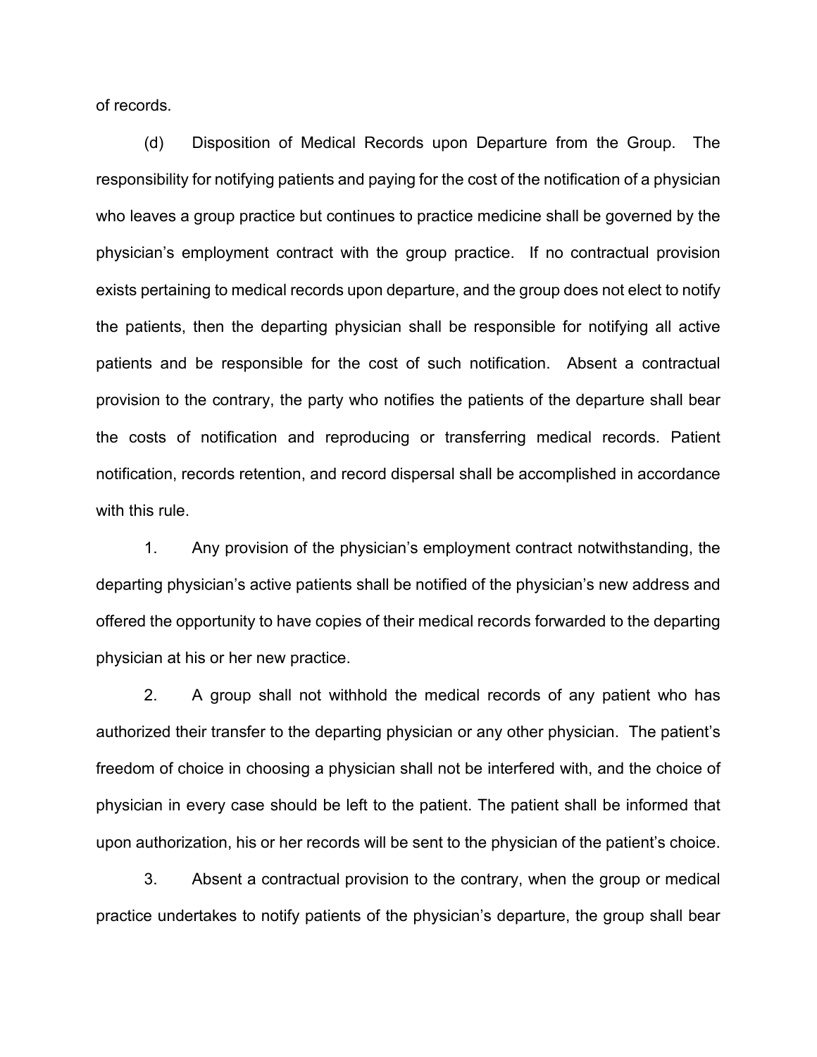of records.

(d) Disposition of Medical Records upon Departure from the Group. The responsibility for notifying patients and paying for the cost of the notification of a physician who leaves a group practice but continues to practice medicine shall be governed by the physician's employment contract with the group practice. If no contractual provision exists pertaining to medical records upon departure, and the group does not elect to notify the patients, then the departing physician shall be responsible for notifying all active patients and be responsible for the cost of such notification. Absent a contractual provision to the contrary, the party who notifies the patients of the departure shall bear the costs of notification and reproducing or transferring medical records. Patient notification, records retention, and record dispersal shall be accomplished in accordance with this rule.

1. Any provision of the physician's employment contract notwithstanding, the departing physician's active patients shall be notified of the physician's new address and offered the opportunity to have copies of their medical records forwarded to the departing physician at his or her new practice.

2. A group shall not withhold the medical records of any patient who has authorized their transfer to the departing physician or any other physician. The patient's freedom of choice in choosing a physician shall not be interfered with, and the choice of physician in every case should be left to the patient. The patient shall be informed that upon authorization, his or her records will be sent to the physician of the patient's choice.

3. Absent a contractual provision to the contrary, when the group or medical practice undertakes to notify patients of the physician's departure, the group shall bear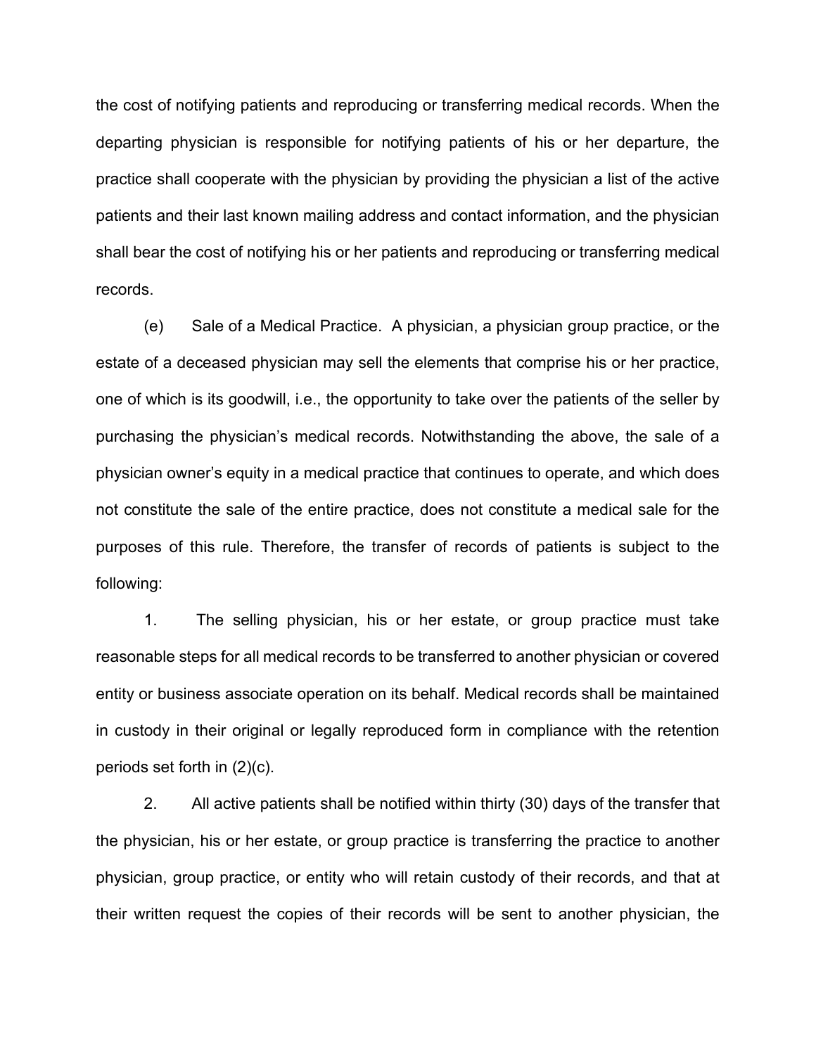the cost of notifying patients and reproducing or transferring medical records. When the departing physician is responsible for notifying patients of his or her departure, the practice shall cooperate with the physician by providing the physician a list of the active patients and their last known mailing address and contact information, and the physician shall bear the cost of notifying his or her patients and reproducing or transferring medical records.

(e) Sale of a Medical Practice. A physician, a physician group practice, or the estate of a deceased physician may sell the elements that comprise his or her practice, one of which is its goodwill, i.e., the opportunity to take over the patients of the seller by purchasing the physician's medical records. Notwithstanding the above, the sale of a physician owner's equity in a medical practice that continues to operate, and which does not constitute the sale of the entire practice, does not constitute a medical sale for the purposes of this rule. Therefore, the transfer of records of patients is subject to the following:

1. The selling physician, his or her estate, or group practice must take reasonable steps for all medical records to be transferred to another physician or covered entity or business associate operation on its behalf. Medical records shall be maintained in custody in their original or legally reproduced form in compliance with the retention periods set forth in (2)(c).

2. All active patients shall be notified within thirty (30) days of the transfer that the physician, his or her estate, or group practice is transferring the practice to another physician, group practice, or entity who will retain custody of their records, and that at their written request the copies of their records will be sent to another physician, the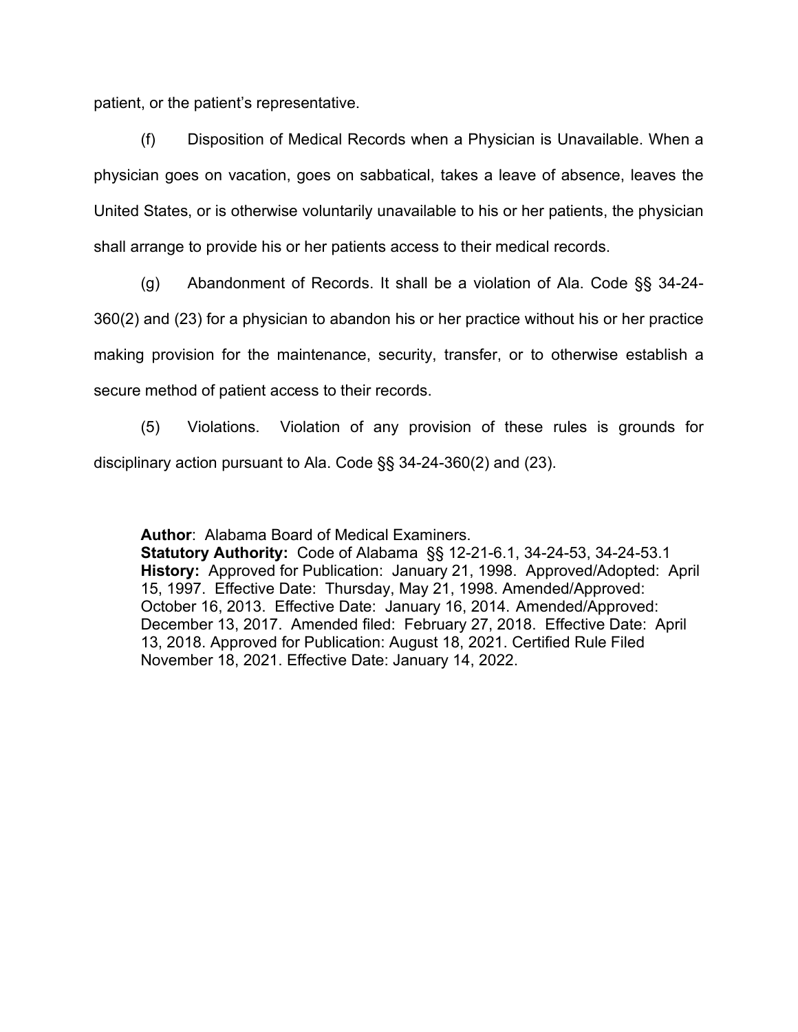patient, or the patient's representative.

(f) Disposition of Medical Records when a Physician is Unavailable. When a physician goes on vacation, goes on sabbatical, takes a leave of absence, leaves the United States, or is otherwise voluntarily unavailable to his or her patients, the physician shall arrange to provide his or her patients access to their medical records.

(g) Abandonment of Records. It shall be a violation of Ala. Code §§ 34-24-360(2) and (23) for a physician to abandon his or her practice without his or her practice making provision for the maintenance, security, transfer, or to otherwise establish a secure method of patient access to their records.

(5) Violations. Violation of any provision of these rules is grounds for disciplinary action pursuant to Ala. Code §§ 34-24-360(2) and (23).

**Author**: Alabama Board of Medical Examiners.
**Statutory Authority:** Code of Alabama §§ 12-21-6.1, 34-24-53, 34-24-53.1
**History:** Approved for Publication: January 21, 1998. Approved/Adopted: April 15, 1997. Effective Date: Thursday, May 21, 1998. Amended/Approved: October 16, 2013. Effective Date: January 16, 2014. Amended/Approved: December 13, 2017. Amended filed: February 27, 2018. Effective Date: April 13, 2018. Approved for Publication: August 18, 2021. Certified Rule Filed November 18, 2021. Effective Date: January 14, 2022.